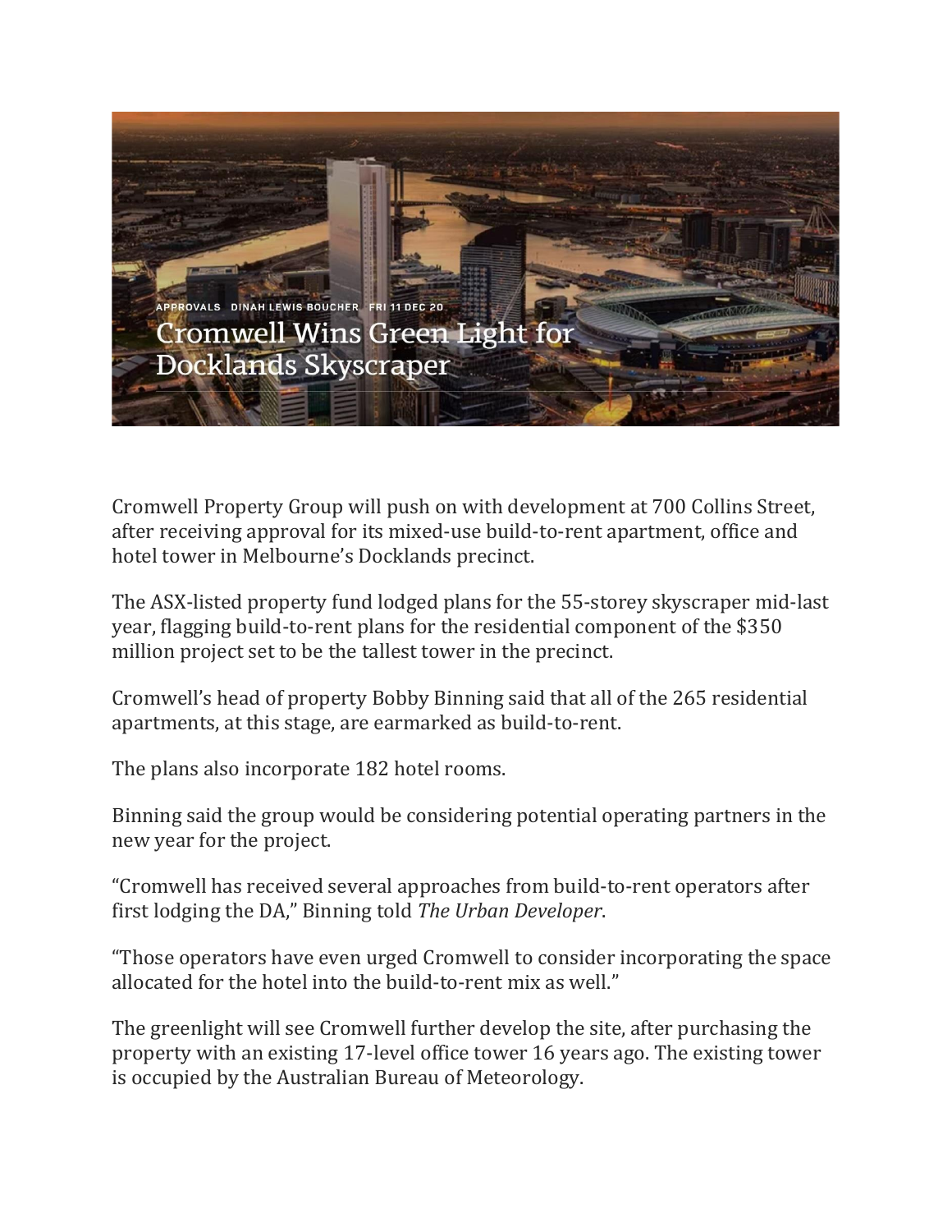APPROVALS DINAH LEWIS BOUCHER FRI 11 DEC 20

# Cromwell Wins Green Light for Docklands Skyscraper

Cromwell Property Group will push on with development at 700 Collins Street, after receiving approval for its mixed-use build-to-rent apartment, office and hotel tower in Melbourne's Docklands precinct.

The ASX-listed property fund lodged plans for the 55-storey skyscraper mid-last year, flagging build-to-rent plans for the residential component of the $350 million project set to be the tallest tower in the precinct.

Cromwell's head of property Bobby Binning said that all of the 265 residential apartments, at this stage, are earmarked as build-to-rent.

The plans also incorporate 182 hotel rooms.

Binning said the group would be considering potential operating partners in the new year for the project.

"Cromwell has received several approaches from build-to-rent operators after first lodging the DA," Binning told *The Urban Developer*.

"Those operators have even urged Cromwell to consider incorporating the space allocated for the hotel into the build-to-rent mix as well."

The greenlight will see Cromwell further develop the site, after purchasing the property with an existing 17-level office tower 16 years ago. The existing tower is occupied by the Australian Bureau of Meteorology.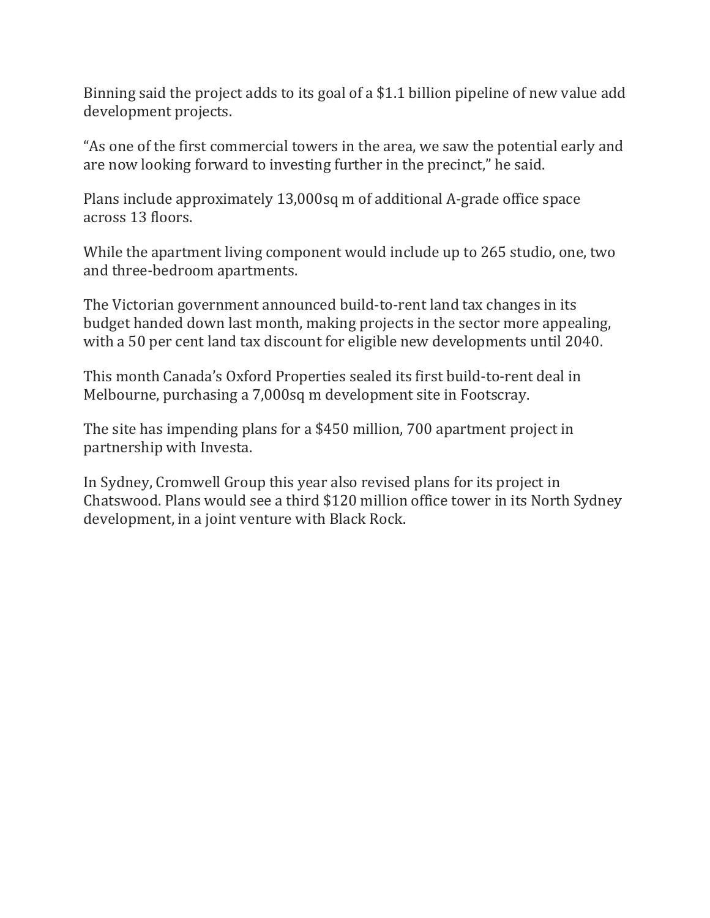Binning said the project adds to its goal of a $1.1 billion pipeline of new value add development projects.

“As one of the first commercial towers in the area, we saw the potential early and are now looking forward to investing further in the precinct,” he said.

Plans include approximately 13,000sq m of additional A-grade office space across 13 floors.

While the apartment living component would include up to 265 studio, one, two and three-bedroom apartments.

The Victorian government announced build-to-rent land tax changes in its budget handed down last month, making projects in the sector more appealing, with a 50 per cent land tax discount for eligible new developments until 2040.

This month Canada’s Oxford Properties sealed its first build-to-rent deal in Melbourne, purchasing a 7,000sq m development site in Footscray.

The site has impending plans for a $450 million, 700 apartment project in partnership with Investa.

In Sydney, Cromwell Group this year also revised plans for its project in Chatswood. Plans would see a third $120 million office tower in its North Sydney development, in a joint venture with Black Rock.